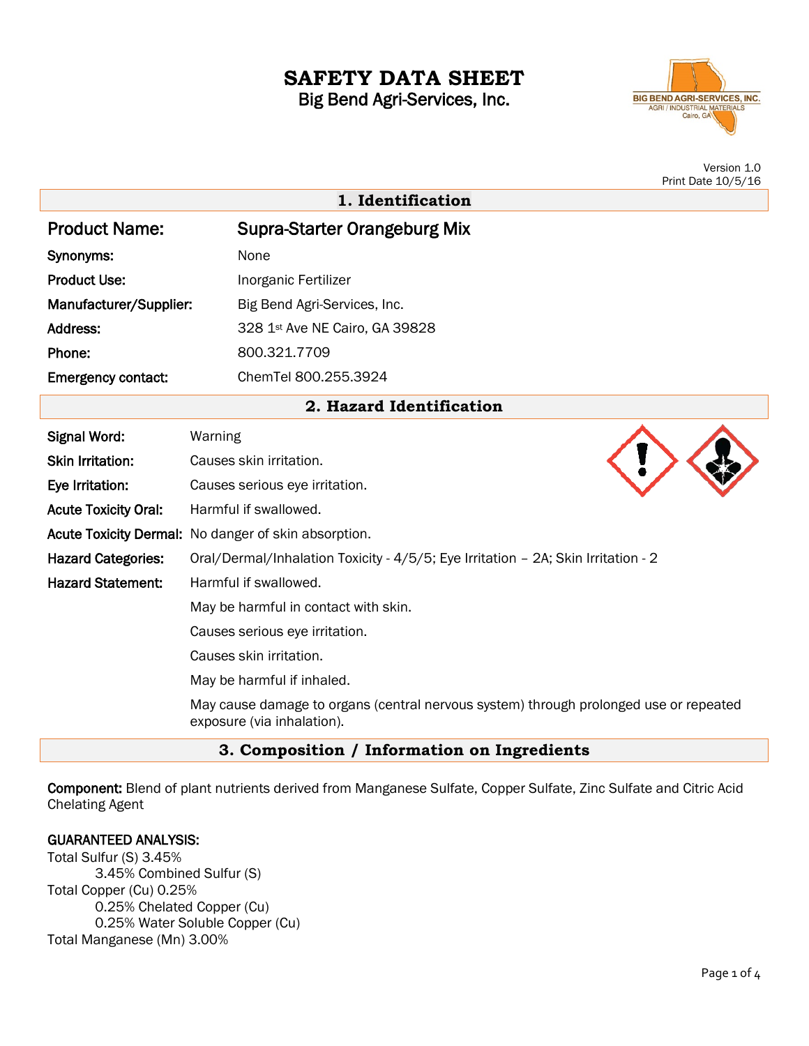# SAFETY DATA SHEET

Big Bend Agri-Services, Inc.

Version 1.0
Print Date 10/5/16

## 1. Identification

**Product Name:** Supra-Starter Orangeburg Mix

**Synonyms:** None

**Product Use:** Inorganic Fertilizer

**Manufacturer/Supplier:** Big Bend Agri-Services, Inc.

**Address:** 328 1st Ave NE Cairo, GA 39828

**Phone:** 800.321.7709

**Emergency contact:** ChemTel 800.255.3924

## 2. Hazard Identification

**Signal Word:** Warning

**Skin Irritation:** Causes skin irritation.

**Eye Irritation:** Causes serious eye irritation.

**Acute Toxicity Oral:** Harmful if swallowed.

**Acute Toxicity Dermal:** No danger of skin absorption.

**Hazard Categories:** Oral/Dermal/Inhalation Toxicity - 4/5/5; Eye Irritation – 2A; Skin Irritation - 2

**Hazard Statement:** Harmful if swallowed.

May be harmful in contact with skin.

Causes serious eye irritation.

Causes skin irritation.

May be harmful if inhaled.

May cause damage to organs (central nervous system) through prolonged use or repeated exposure (via inhalation).

## 3. Composition / Information on Ingredients

**Component:** Blend of plant nutrients derived from Manganese Sulfate, Copper Sulfate, Zinc Sulfate and Citric Acid Chelating Agent

**GUARANTEED ANALYSIS:**

Total Sulfur (S) 3.45%
- 3.45% Combined Sulfur (S)

Total Copper (Cu) 0.25%
- 0.25% Chelated Copper (Cu)
- 0.25% Water Soluble Copper (Cu)

Total Manganese (Mn) 3.00%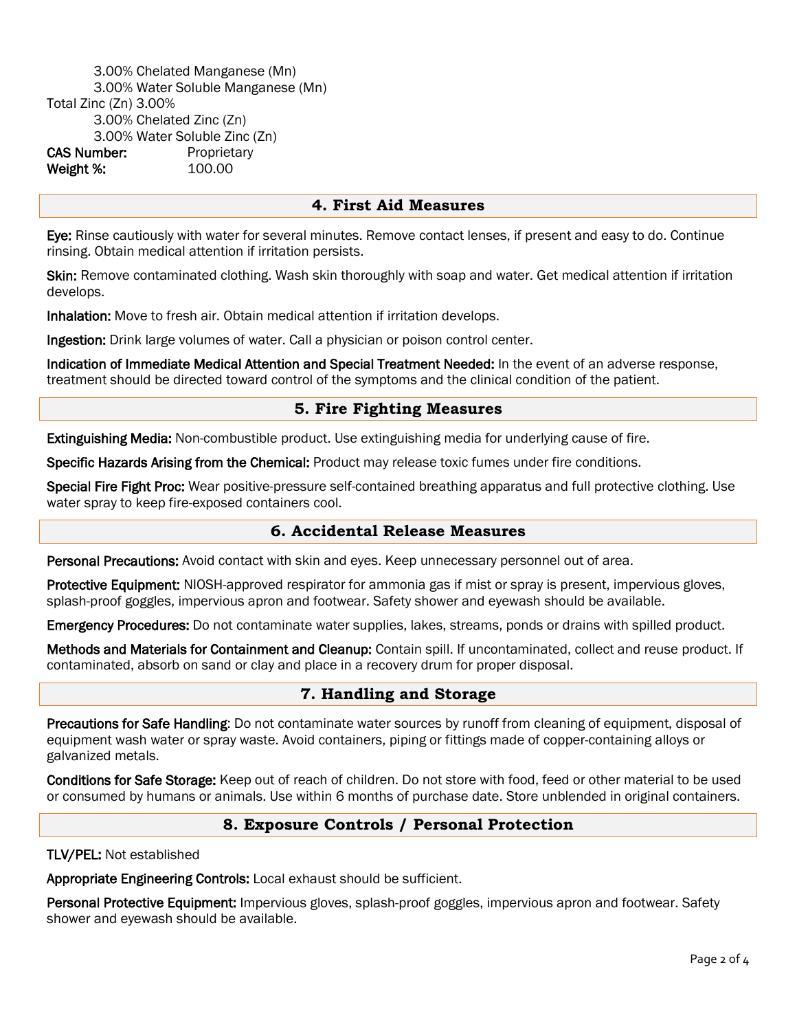3.00% Chelated Manganese (Mn)
3.00% Water Soluble Manganese (Mn)

Total Zinc (Zn) 3.00%

3.00% Chelated Zinc (Zn)
3.00% Water Soluble Zinc (Zn)

**CAS Number:** Proprietary
**Weight %:** 100.00

## 4. First Aid Measures

**Eye:** Rinse cautiously with water for several minutes. Remove contact lenses, if present and easy to do. Continue rinsing. Obtain medical attention if irritation persists.

**Skin:** Remove contaminated clothing. Wash skin thoroughly with soap and water. Get medical attention if irritation develops.

**Inhalation:** Move to fresh air. Obtain medical attention if irritation develops.

**Ingestion:** Drink large volumes of water. Call a physician or poison control center.

**Indication of Immediate Medical Attention and Special Treatment Needed:** In the event of an adverse response, treatment should be directed toward control of the symptoms and the clinical condition of the patient.

## 5. Fire Fighting Measures

**Extinguishing Media:** Non-combustible product. Use extinguishing media for underlying cause of fire.

**Specific Hazards Arising from the Chemical:** Product may release toxic fumes under fire conditions.

**Special Fire Fight Proc:** Wear positive-pressure self-contained breathing apparatus and full protective clothing. Use water spray to keep fire-exposed containers cool.

## 6. Accidental Release Measures

**Personal Precautions:** Avoid contact with skin and eyes. Keep unnecessary personnel out of area.

**Protective Equipment:** NIOSH-approved respirator for ammonia gas if mist or spray is present, impervious gloves, splash-proof goggles, impervious apron and footwear. Safety shower and eyewash should be available.

**Emergency Procedures:** Do not contaminate water supplies, lakes, streams, ponds or drains with spilled product.

**Methods and Materials for Containment and Cleanup:** Contain spill. If uncontaminated, collect and reuse product. If contaminated, absorb on sand or clay and place in a recovery drum for proper disposal.

## 7. Handling and Storage

**Precautions for Safe Handling**: Do not contaminate water sources by runoff from cleaning of equipment, disposal of equipment wash water or spray waste. Avoid containers, piping or fittings made of copper-containing alloys or galvanized metals.

**Conditions for Safe Storage:** Keep out of reach of children. Do not store with food, feed or other material to be used or consumed by humans or animals. Use within 6 months of purchase date. Store unblended in original containers.

## 8. Exposure Controls / Personal Protection

**TLV/PEL:** Not established

**Appropriate Engineering Controls:** Local exhaust should be sufficient.

**Personal Protective Equipment:** Impervious gloves, splash-proof goggles, impervious apron and footwear. Safety shower and eyewash should be available.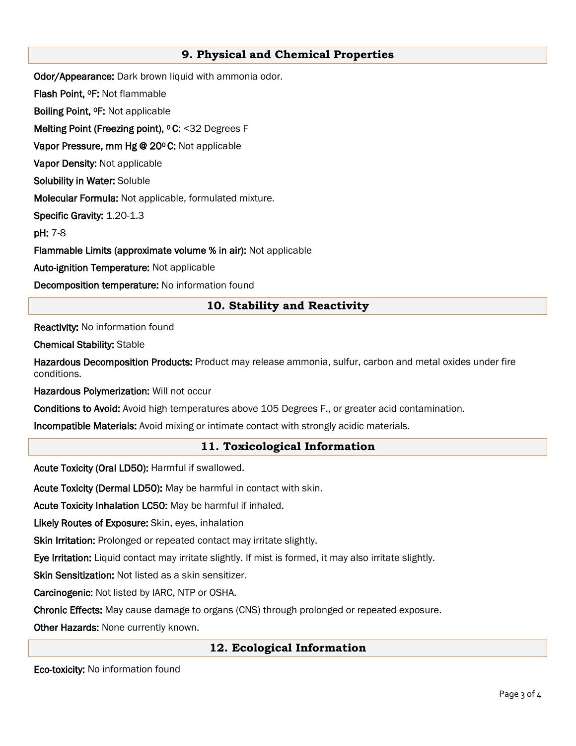## 9. Physical and Chemical Properties

**Odor/Appearance:** Dark brown liquid with ammonia odor.

**Flash Point, ºF:** Not flammable

**Boiling Point, ºF:** Not applicable

**Melting Point (Freezing point), º C:** <32 Degrees F

**Vapor Pressure, mm Hg @ 20º C:** Not applicable

**Vapor Density:** Not applicable

**Solubility in Water:** Soluble

**Molecular Formula:** Not applicable, formulated mixture.

**Specific Gravity:** 1.20-1.3

**pH:** 7-8

**Flammable Limits (approximate volume % in air):** Not applicable

**Auto-ignition Temperature:** Not applicable

**Decomposition temperature:** No information found

## 10. Stability and Reactivity

**Reactivity:** No information found

**Chemical Stability:** Stable

**Hazardous Decomposition Products:** Product may release ammonia, sulfur, carbon and metal oxides under fire conditions.

**Hazardous Polymerization:** Will not occur

**Conditions to Avoid:** Avoid high temperatures above 105 Degrees F., or greater acid contamination.

**Incompatible Materials:** Avoid mixing or intimate contact with strongly acidic materials.

## 11. Toxicological Information

**Acute Toxicity (Oral LD50):** Harmful if swallowed.

**Acute Toxicity (Dermal LD50):** May be harmful in contact with skin.

**Acute Toxicity Inhalation LC50:** May be harmful if inhaled.

**Likely Routes of Exposure:** Skin, eyes, inhalation

**Skin Irritation:** Prolonged or repeated contact may irritate slightly.

**Eye Irritation:** Liquid contact may irritate slightly. If mist is formed, it may also irritate slightly.

**Skin Sensitization:** Not listed as a skin sensitizer.

**Carcinogenic:** Not listed by IARC, NTP or OSHA.

**Chronic Effects:** May cause damage to organs (CNS) through prolonged or repeated exposure.

**Other Hazards:** None currently known.

## 12. Ecological Information

**Eco-toxicity:** No information found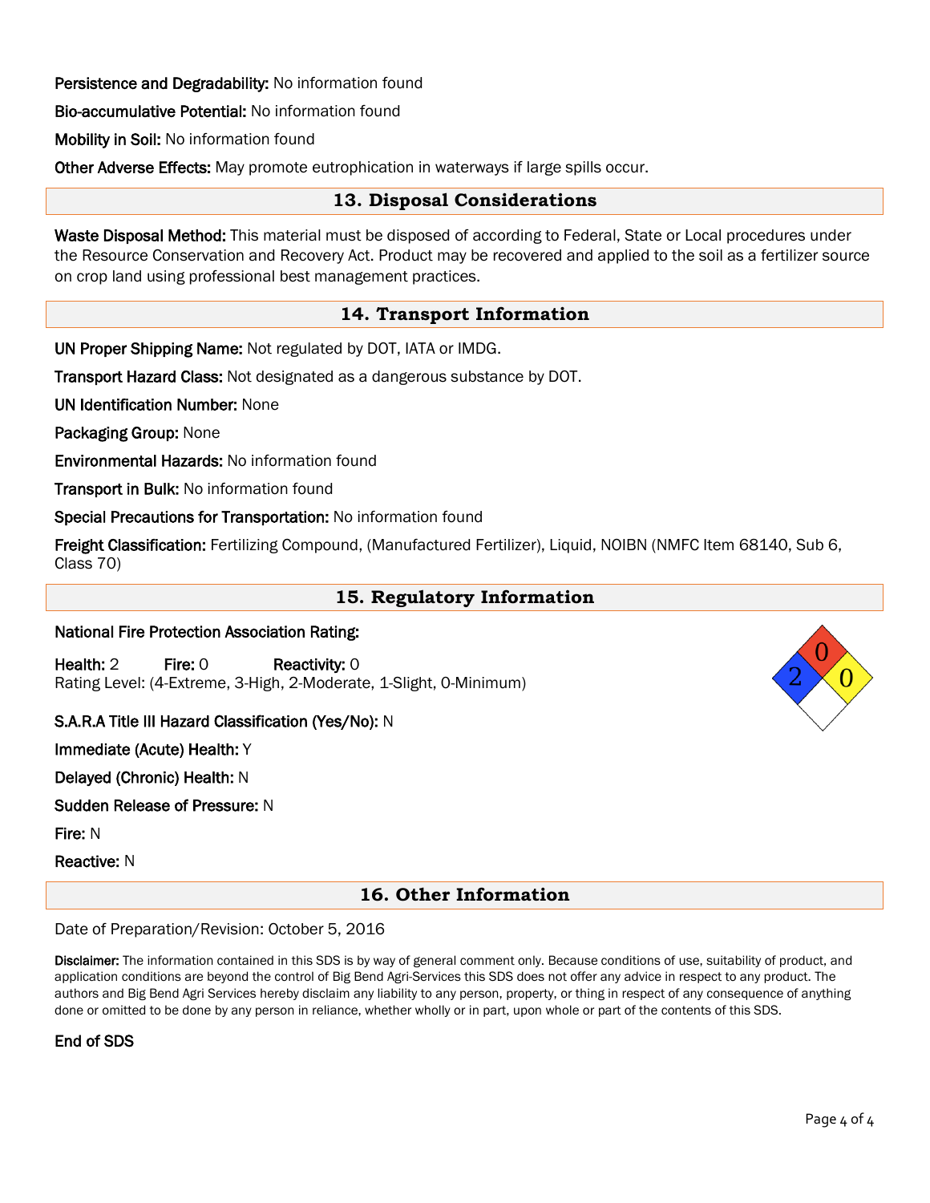**Persistence and Degradability:** No information found

**Bio-accumulative Potential:** No information found

**Mobility in Soil:** No information found

**Other Adverse Effects:** May promote eutrophication in waterways if large spills occur.

## 13. Disposal Considerations

**Waste Disposal Method:** This material must be disposed of according to Federal, State or Local procedures under the Resource Conservation and Recovery Act. Product may be recovered and applied to the soil as a fertilizer source on crop land using professional best management practices.

## 14. Transport Information

**UN Proper Shipping Name:** Not regulated by DOT, IATA or IMDG.

**Transport Hazard Class:** Not designated as a dangerous substance by DOT.

**UN Identification Number:** None

**Packaging Group:** None

**Environmental Hazards:** No information found

**Transport in Bulk:** No information found

**Special Precautions for Transportation:** No information found

**Freight Classification:** Fertilizing Compound, (Manufactured Fertilizer), Liquid, NOIBN (NMFC Item 68140, Sub 6, Class 70)

## 15. Regulatory Information

**National Fire Protection Association Rating:**

**Health:** 2 **Fire:** 0 **Reactivity:** 0

Rating Level: (4-Extreme, 3-High, 2-Moderate, 1-Slight, 0-Minimum)

0
2
0

**S.A.R.A Title III Hazard Classification (Yes/No):** N

**Immediate (Acute) Health:** Y

**Delayed (Chronic) Health:** N

**Sudden Release of Pressure:** N

**Fire:** N

**Reactive:** N

## 16. Other Information

Date of Preparation/Revision: October 5, 2016

**Disclaimer:** The information contained in this SDS is by way of general comment only. Because conditions of use, suitability of product, and application conditions are beyond the control of Big Bend Agri-Services this SDS does not offer any advice in respect to any product. The authors and Big Bend Agri Services hereby disclaim any liability to any person, property, or thing in respect of any consequence of anything done or omitted to be done by any person in reliance, whether wholly or in part, upon whole or part of the contents of this SDS.

**End of SDS**